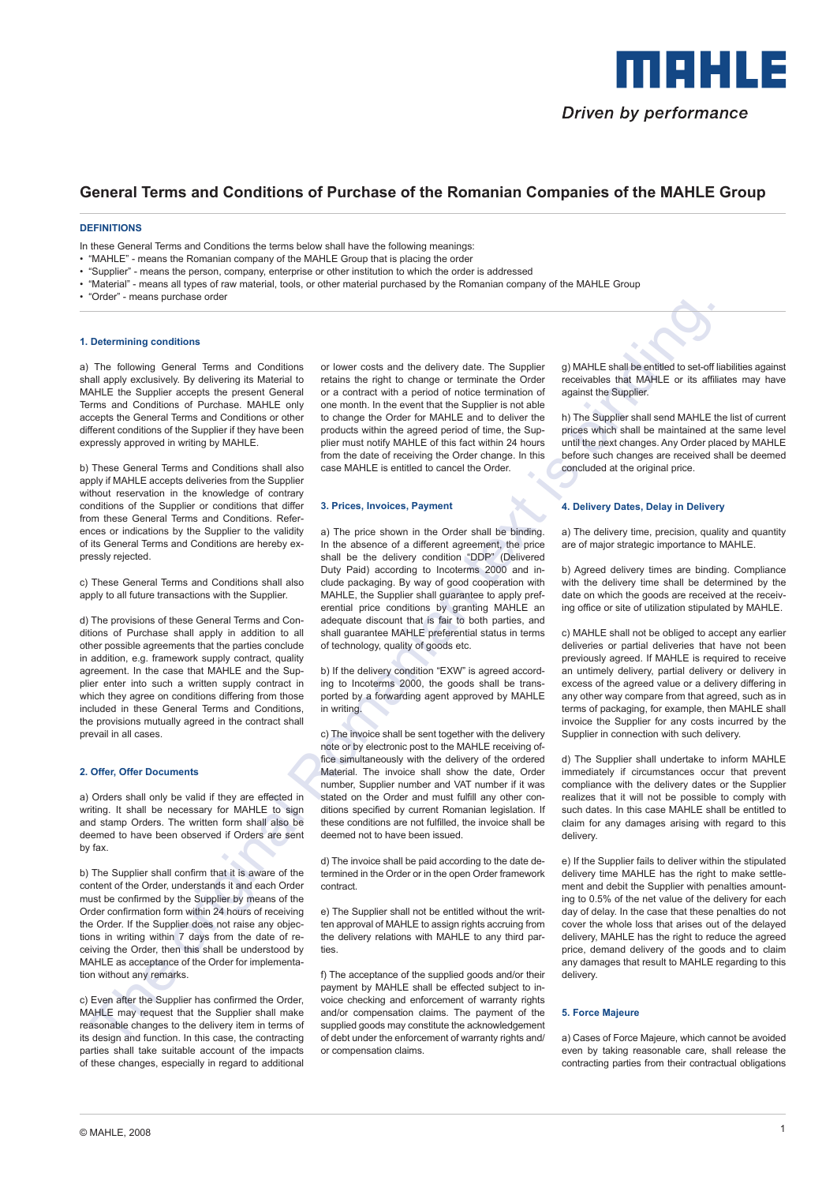# General Terms and Conditions of Purchase of the Romanian Companies of the MAHLE Group

## DEFINITIONS

In these General Terms and Conditions the terms below shall have the following meanings:

- "MAHLE" - means the Romanian company of the MAHLE Group that is placing the order
- "Supplier" - means the person, company, enterprise or other institution to which the order is addressed
- "Material" - means all types of raw material, tools, or other material purchased by the Romanian company of the MAHLE Group
- "Order" - means purchase order

### 1. Determining conditions

a) The following General Terms and Conditions shall apply exclusively. By delivering its Material to MAHLE the Supplier accepts the present General Terms and Conditions of Purchase. MAHLE only accepts the General Terms and Conditions or other different conditions of the Supplier if they have been expressly approved in writing by MAHLE.

b) These General Terms and Conditions shall also apply if MAHLE accepts deliveries from the Supplier without reservation in the knowledge of contrary conditions of the Supplier or conditions that differ from these General Terms and Conditions. References or indications by the Supplier to the validity of its General Terms and Conditions are hereby expressly rejected.

c) These General Terms and Conditions shall also apply to all future transactions with the Supplier.

d) The provisions of these General Terms and Conditions of Purchase shall apply in addition to all other possible agreements that the parties conclude in addition, e.g. framework supply contract, quality agreement. In the case that MAHLE and the Supplier enter into such a written supply contract in which they agree on conditions differing from those included in these General Terms and Conditions, the provisions mutually agreed in the contract shall prevail in all cases.

### 2. Offer, Offer Documents

a) Orders shall only be valid if they are effected in writing. It shall be necessary for MAHLE to sign and stamp Orders. The written form shall also be deemed to have been observed if Orders are sent by fax.

b) The Supplier shall confirm that it is aware of the content of the Order, understands it and each Order must be confirmed by the Supplier by means of the Order confirmation form within 24 hours of receiving the Order. If the Supplier does not raise any objections in writing within 7 days from the date of receiving the Order, then this shall be understood by MAHLE as acceptance of the Order for implementation without any remarks.

c) Even after the Supplier has confirmed the Order, MAHLE may request that the Supplier shall make reasonable changes to the delivery item in terms of its design and function. In this case, the contracting parties shall take suitable account of the impacts of these changes, especially in regard to additional or lower costs and the delivery date. The Supplier retains the right to change or terminate the Order or a contract with a period of notice termination of one month. In the event that the Supplier is not able to change the Order for MAHLE and to deliver the products within the agreed period of time, the Supplier must notify MAHLE of this fact within 24 hours from the date of receiving the Order change. In this case MAHLE is entitled to cancel the Order.

### 3. Prices, Invoices, Payment

a) The price shown in the Order shall be binding. In the absence of a different agreement, the price shall be the delivery condition "DDP" (Delivered Duty Paid) according to Incoterms 2000 and include packaging. By way of good cooperation with MAHLE, the Supplier shall guarantee to apply preferential price conditions by granting MAHLE an adequate discount that is fair to both parties, and shall guarantee MAHLE preferential status in terms of technology, quality of goods etc.

b) If the delivery condition "EXW" is agreed according to Incoterms 2000, the goods shall be transported by a forwarding agent approved by MAHLE in writing.

c) The invoice shall be sent together with the delivery note or by electronic post to the MAHLE receiving office simultaneously with the delivery of the ordered Material. The invoice shall show the date, Order number, Supplier number and VAT number if it was stated on the Order and must fulfill any other conditions specified by current Romanian legislation. If these conditions are not fulfilled, the invoice shall be deemed not to have been issued.

d) The invoice shall be paid according to the date determined in the Order or in the open Order framework contract.

e) The Supplier shall not be entitled without the written approval of MAHLE to assign rights accruing from the delivery relations with MAHLE to any third parties.

f) The acceptance of the supplied goods and/or their payment by MAHLE shall be effected subject to invoice checking and enforcement of warranty rights and/or compensation claims. The payment of the supplied goods may constitute the acknowledgement of debt under the enforcement of warranty rights and/or compensation claims.

g) MAHLE shall be entitled to set-off liabilities against receivables that MAHLE or its affiliates may have against the Supplier.

h) The Supplier shall send MAHLE the list of current prices which shall be maintained at the same level until the next changes. Any Order placed by MAHLE before such changes are received shall be deemed concluded at the original price.

### 4. Delivery Dates, Delay in Delivery

a) The delivery time, precision, quality and quantity are of major strategic importance to MAHLE.

b) Agreed delivery times are binding. Compliance with the delivery time shall be determined by the date on which the goods are received at the receiving office or site of utilization stipulated by MAHLE.

c) MAHLE shall not be obliged to accept any earlier deliveries or partial deliveries that have not been previously agreed. If MAHLE is required to receive an untimely delivery, partial delivery or delivery in excess of the agreed value or a delivery differing in any other way compare from that agreed, such as in terms of packaging, for example, then MAHLE shall invoice the Supplier for any costs incurred by the Supplier in connection with such delivery.

d) The Supplier shall undertake to inform MAHLE immediately if circumstances occur that prevent compliance with the delivery dates or the Supplier realizes that it will not be possible to comply with such dates. In this case MAHLE shall be entitled to claim for any damages arising with regard to this delivery.

e) If the Supplier fails to deliver within the stipulated delivery time MAHLE has the right to make settlement and debit the Supplier with penalties amounting to 0.5% of the net value of the delivery for each day of delay. In the case that these penalties do not cover the whole loss that arises out of the delayed delivery, MAHLE has the right to reduce the agreed price, demand delivery of the goods and to claim any damages that result to MAHLE regarding to this delivery.

### 5. Force Majeure

a) Cases of Force Majeure, which cannot be avoided even by taking reasonable care, shall release the contracting parties from their contractual obligations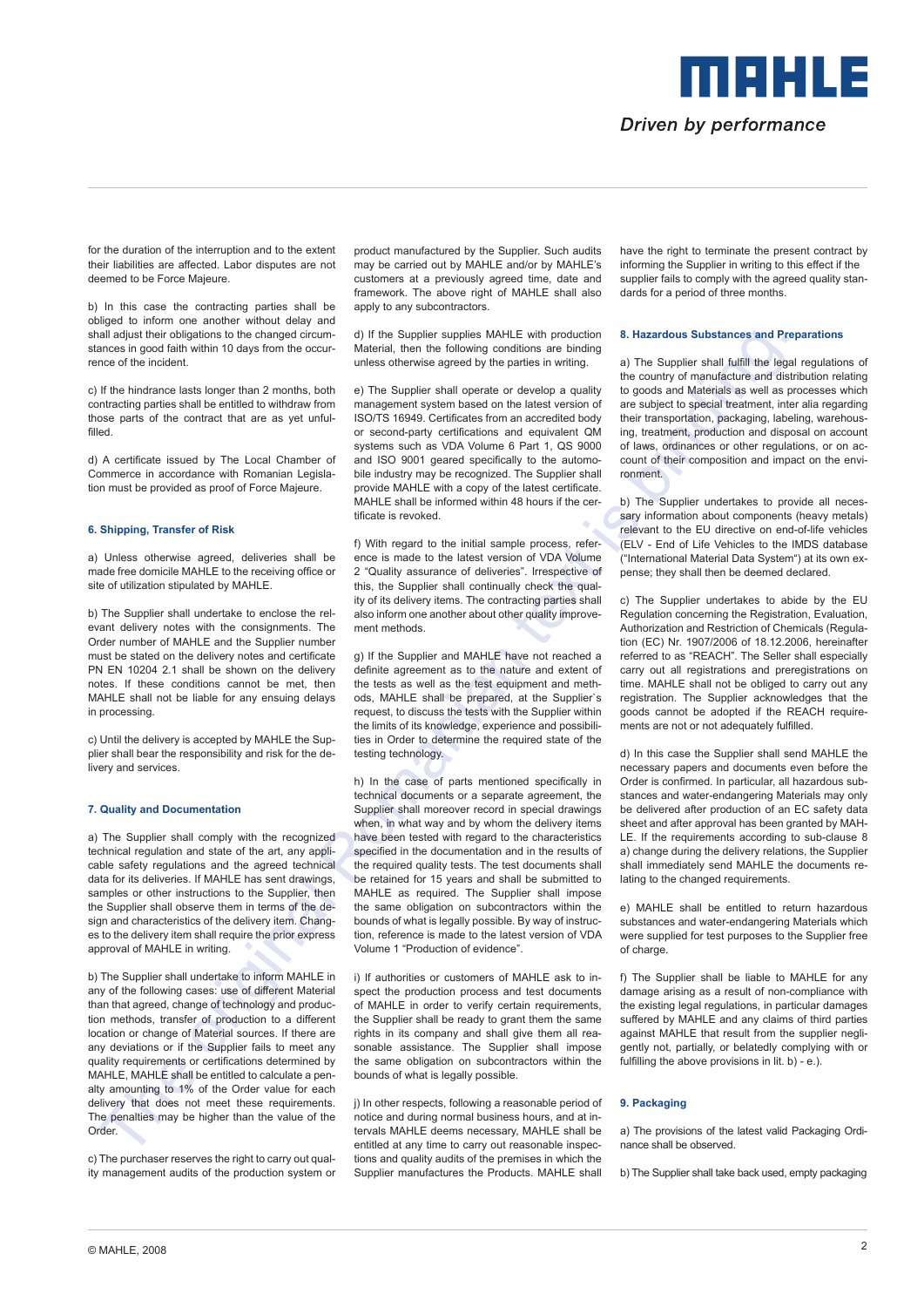for the duration of the interruption and to the extent their liabilities are affected. Labor disputes are not deemed to be Force Majeure.

b) In this case the contracting parties shall be obliged to inform one another without delay and shall adjust their obligations to the changed circumstances in good faith within 10 days from the occurrence of the incident.

c) If the hindrance lasts longer than 2 months, both contracting parties shall be entitled to withdraw from those parts of the contract that are as yet unfulfilled.

d) A certificate issued by The Local Chamber of Commerce in accordance with Romanian Legislation must be provided as proof of Force Majeure.

### 6. Shipping, Transfer of Risk

a) Unless otherwise agreed, deliveries shall be made free domicile MAHLE to the receiving office or site of utilization stipulated by MAHLE.

b) The Supplier shall undertake to enclose the relevant delivery notes with the consignments. The Order number of MAHLE and the Supplier number must be stated on the delivery notes and certificate PN EN 10204 2.1 shall be shown on the delivery notes. If these conditions cannot be met, then MAHLE shall not be liable for any ensuing delays in processing.

c) Until the delivery is accepted by MAHLE the Supplier shall bear the responsibility and risk for the delivery and services.

### 7. Quality and Documentation

a) The Supplier shall comply with the recognized technical regulation and state of the art, any applicable safety regulations and the agreed technical data for its deliveries. If MAHLE has sent drawings, samples or other instructions to the Supplier, then the Supplier shall observe them in terms of the design and characteristics of the delivery item. Changes to the delivery item shall require the prior express approval of MAHLE in writing.

b) The Supplier shall undertake to inform MAHLE in any of the following cases: use of different Material than that agreed, change of technology and production methods, transfer of production to a different location or change of Material sources. If there are any deviations or if the Supplier fails to meet any quality requirements or certifications determined by MAHLE, MAHLE shall be entitled to calculate a penalty amounting to 1% of the Order value for each delivery that does not meet these requirements. The penalties may be higher than the value of the Order.

c) The purchaser reserves the right to carry out quality management audits of the production system or product manufactured by the Supplier. Such audits may be carried out by MAHLE and/or by MAHLE's customers at a previously agreed time, date and framework. The above right of MAHLE shall also apply to any subcontractors.

d) If the Supplier supplies MAHLE with production Material, then the following conditions are binding unless otherwise agreed by the parties in writing.

e) The Supplier shall operate or develop a quality management system based on the latest version of ISO/TS 16949. Certificates from an accredited body or second-party certifications and equivalent QM systems such as VDA Volume 6 Part 1, QS 9000 and ISO 9001 geared specifically to the automobile industry may be recognized. The Supplier shall provide MAHLE with a copy of the latest certificate. MAHLE shall be informed within 48 hours if the certificate is revoked.

f) With regard to the initial sample process, reference is made to the latest version of VDA Volume 2 "Quality assurance of deliveries". Irrespective of this, the Supplier shall continually check the quality of its delivery items. The contracting parties shall also inform one another about other quality improvement methods.

g) If the Supplier and MAHLE have not reached a definite agreement as to the nature and extent of the tests as well as the test equipment and methods, MAHLE shall be prepared, at the Supplier`s request, to discuss the tests with the Supplier within the limits of its knowledge, experience and possibilities in Order to determine the required state of the testing technology.

h) In the case of parts mentioned specifically in technical documents or a separate agreement, the Supplier shall moreover record in special drawings when, in what way and by whom the delivery items have been tested with regard to the characteristics specified in the documentation and in the results of the required quality tests. The test documents shall be retained for 15 years and shall be submitted to MAHLE as required. The Supplier shall impose the same obligation on subcontractors within the bounds of what is legally possible. By way of instruction, reference is made to the latest version of VDA Volume 1 "Production of evidence".

i) If authorities or customers of MAHLE ask to inspect the production process and test documents of MAHLE in order to verify certain requirements, the Supplier shall be ready to grant them the same rights in its company and shall give them all reasonable assistance. The Supplier shall impose the same obligation on subcontractors within the bounds of what is legally possible.

j) In other respects, following a reasonable period of notice and during normal business hours, and at intervals MAHLE deems necessary, MAHLE shall be entitled at any time to carry out reasonable inspections and quality audits of the premises in which the Supplier manufactures the Products. MAHLE shall have the right to terminate the present contract by informing the Supplier in writing to this effect if the supplier fails to comply with the agreed quality standards for a period of three months.

### 8. Hazardous Substances and Preparations

a) The Supplier shall fulfill the legal regulations of the country of manufacture and distribution relating to goods and Materials as well as processes which are subject to special treatment, inter alia regarding their transportation, packaging, labeling, warehousing, treatment, production and disposal on account of laws, ordinances or other regulations, or on account of their composition and impact on the environment.

b) The Supplier undertakes to provide all necessary information about components (heavy metals) relevant to the EU directive on end-of-life vehicles (ELV - End of Life Vehicles to the IMDS database ("International Material Data System") at its own expense; they shall then be deemed declared.

c) The Supplier undertakes to abide by the EU Regulation concerning the Registration, Evaluation, Authorization and Restriction of Chemicals (Regulation (EC) Nr. 1907/2006 of 18.12.2006, hereinafter referred to as "REACH". The Seller shall especially carry out all registrations and preregistrations on time. MAHLE shall not be obliged to carry out any registration. The Supplier acknowledges that the goods cannot be adopted if the REACH requirements are not or not adequately fulfilled.

d) In this case the Supplier shall send MAHLE the necessary papers and documents even before the Order is confirmed. In particular, all hazardous substances and water-endangering Materials may only be delivered after production of an EC safety data sheet and after approval has been granted by MAHLE. If the requirements according to sub-clause 8 a) change during the delivery relations, the Supplier shall immediately send MAHLE the documents relating to the changed requirements.

e) MAHLE shall be entitled to return hazardous substances and water-endangering Materials which were supplied for test purposes to the Supplier free of charge.

f) The Supplier shall be liable to MAHLE for any damage arising as a result of non-compliance with the existing legal regulations, in particular damages suffered by MAHLE and any claims of third parties against MAHLE that result from the supplier negligently not, partially, or belatedly complying with or fulfilling the above provisions in lit. b) - e.).

### 9. Packaging

a) The provisions of the latest valid Packaging Ordinance shall be observed.

b) The Supplier shall take back used, empty packaging

© MAHLE, 2008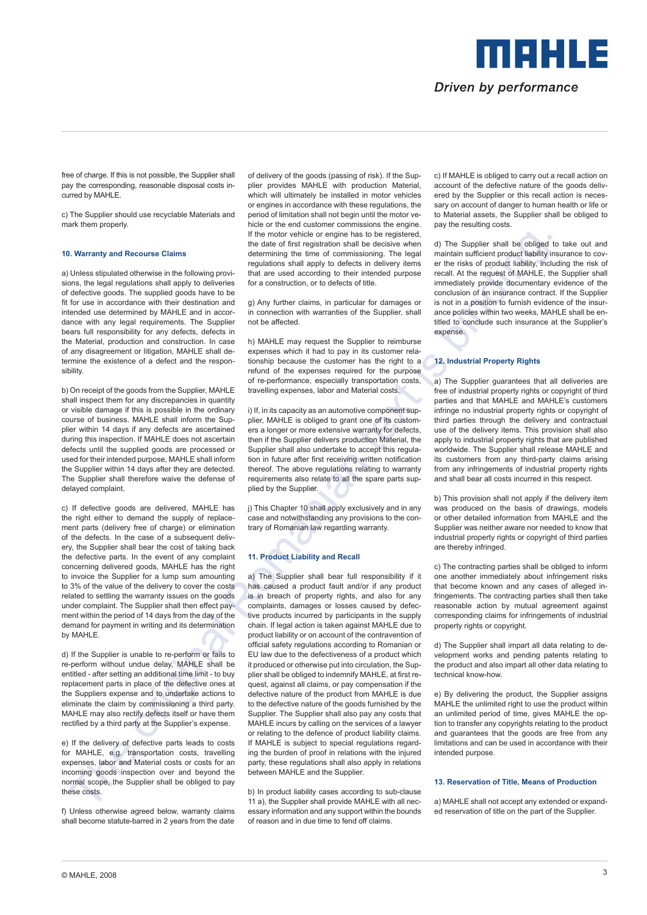free of charge. If this is not possible, the Supplier shall pay the corresponding, reasonable disposal costs incurred by MAHLE.

c) The Supplier should use recyclable Materials and mark them properly.

### 10. Warranty and Recourse Claims

a) Unless stipulated otherwise in the following provisions, the legal regulations shall apply to deliveries of defective goods. The supplied goods have to be fit for use in accordance with their destination and intended use determined by MAHLE and in accordance with any legal requirements. The Supplier bears full responsibility for any defects, defects in the Material, production and construction. In case of any disagreement or litigation, MAHLE shall determine the existence of a defect and the responsibility.

b) On receipt of the goods from the Supplier, MAHLE shall inspect them for any discrepancies in quantity or visible damage if this is possible in the ordinary course of business. MAHLE shall inform the Supplier within 14 days if any defects are ascertained during this inspection. If MAHLE does not ascertain defects until the supplied goods are processed or used for their intended purpose, MAHLE shall inform the Supplier within 14 days after they are detected. The Supplier shall therefore waive the defense of delayed complaint.

c) If defective goods are delivered, MAHLE has the right either to demand the supply of replacement parts (delivery free of charge) or elimination of the defects. In the case of a subsequent delivery, the Supplier shall bear the cost of taking back the defective parts. In the event of any complaint concerning delivered goods, MAHLE has the right to invoice the Supplier for a lump sum amounting to 3% of the value of the delivery to cover the costs related to settling the warranty issues on the goods under complaint. The Supplier shall then effect payment within the period of 14 days from the day of the demand for payment in writing and its determination by MAHLE.

d) If the Supplier is unable to re-perform or fails to re-perform without undue delay, MAHLE shall be entitled - after setting an additional time limit - to buy replacement parts in place of the defective ones at the Suppliers expense and to undertake actions to eliminate the claim by commissioning a third party. MAHLE may also rectify defects itself or have them rectified by a third party at the Supplier's expense.

e) If the delivery of defective parts leads to costs for MAHLE, e.g. transportation costs, travelling expenses, labor and Material costs or costs for an incoming goods inspection over and beyond the normal scope, the Supplier shall be obliged to pay these costs.

f) Unless otherwise agreed below, warranty claims shall become statute-barred in 2 years from the date of delivery of the goods (passing of risk). If the Supplier provides MAHLE with production Material, which will ultimately be installed in motor vehicles or engines in accordance with these regulations, the period of limitation shall not begin until the motor vehicle or the end customer commissions the engine. If the motor vehicle or engine has to be registered, the date of first registration shall be decisive when determining the time of commissioning. The legal regulations shall apply to defects in delivery items that are used according to their intended purpose for a construction, or to defects of title.

g) Any further claims, in particular for damages or in connection with warranties of the Supplier, shall not be affected.

h) MAHLE may request the Supplier to reimburse expenses which it had to pay in its customer relationship because the customer has the right to a refund of the expenses required for the purpose of re-performance, especially transportation costs, travelling expenses, labor and Material costs.

i) If, in its capacity as an automotive component supplier, MAHLE is obliged to grant one of its customers a longer or more extensive warranty for defects, then if the Supplier delivers production Material, the Supplier shall also undertake to accept this regulation in future after first receiving written notification thereof. The above regulations relating to warranty requirements also relate to all the spare parts supplied by the Supplier.

j) This Chapter 10 shall apply exclusively and in any case and notwithstanding any provisions to the contrary of Romanian law regarding warranty.

### 11. Product Liability and Recall

a) The Supplier shall bear full responsibility if it has caused a product fault and/or if any product is in breach of property rights, and also for any complaints, damages or losses caused by defective products incurred by participants in the supply chain. If legal action is taken against MAHLE due to product liability or on account of the contravention of official safety regulations according to Romanian or EU law due to the defectiveness of a product which it produced or otherwise put into circulation, the Supplier shall be obliged to indemnify MAHLE, at first request, against all claims, or pay compensation if the defective nature of the product from MAHLE is due to the defective nature of the goods furnished by the Supplier. The Supplier shall also pay any costs that MAHLE incurs by calling on the services of a lawyer or relating to the defence of product liability claims. If MAHLE is subject to special regulations regarding the burden of proof in relations with the injured party, these regulations shall also apply in relations between MAHLE and the Supplier.

b) In product liability cases according to sub-clause 11 a), the Supplier shall provide MAHLE with all necessary information and any support within the bounds of reason and in due time to fend off claims.

c) If MAHLE is obliged to carry out a recall action on account of the defective nature of the goods delivered by the Supplier or this recall action is necessary on account of danger to human health or life or to Material assets, the Supplier shall be obliged to pay the resulting costs.

d) The Supplier shall be obliged to take out and maintain sufficient product liability insurance to cover the risks of product liability, including the risk of recall. At the request of MAHLE, the Supplier shall immediately provide documentary evidence of the conclusion of an insurance contract. If the Supplier is not in a position to furnish evidence of the insurance policies within two weeks, MAHLE shall be entitled to conclude such insurance at the Supplier's expense.

### 12. Industrial Property Rights

a) The Supplier guarantees that all deliveries are free of industrial property rights or copyright of third parties and that MAHLE and MAHLE's customers infringe no industrial property rights or copyright of third parties through the delivery and contractual use of the delivery items. This provision shall also apply to industrial property rights that are published worldwide. The Supplier shall release MAHLE and its customers from any third-party claims arising from any infringements of industrial property rights and shall bear all costs incurred in this respect.

b) This provision shall not apply if the delivery item was produced on the basis of drawings, models or other detailed information from MAHLE and the Supplier was neither aware nor needed to know that industrial property rights or copyright of third parties are thereby infringed.

c) The contracting parties shall be obliged to inform one another immediately about infringement risks that become known and any cases of alleged infringements. The contracting parties shall then take reasonable action by mutual agreement against corresponding claims for infringements of industrial property rights or copyright.

d) The Supplier shall impart all data relating to development works and pending patents relating to the product and also impart all other data relating to technical know-how.

e) By delivering the product, the Supplier assigns MAHLE the unlimited right to use the product within an unlimited period of time, gives MAHLE the option to transfer any copyrights relating to the product and guarantees that the goods are free from any limitations and can be used in accordance with their intended purpose.

### 13. Reservation of Title, Means of Production

a) MAHLE shall not accept any extended or expanded reservation of title on the part of the Supplier.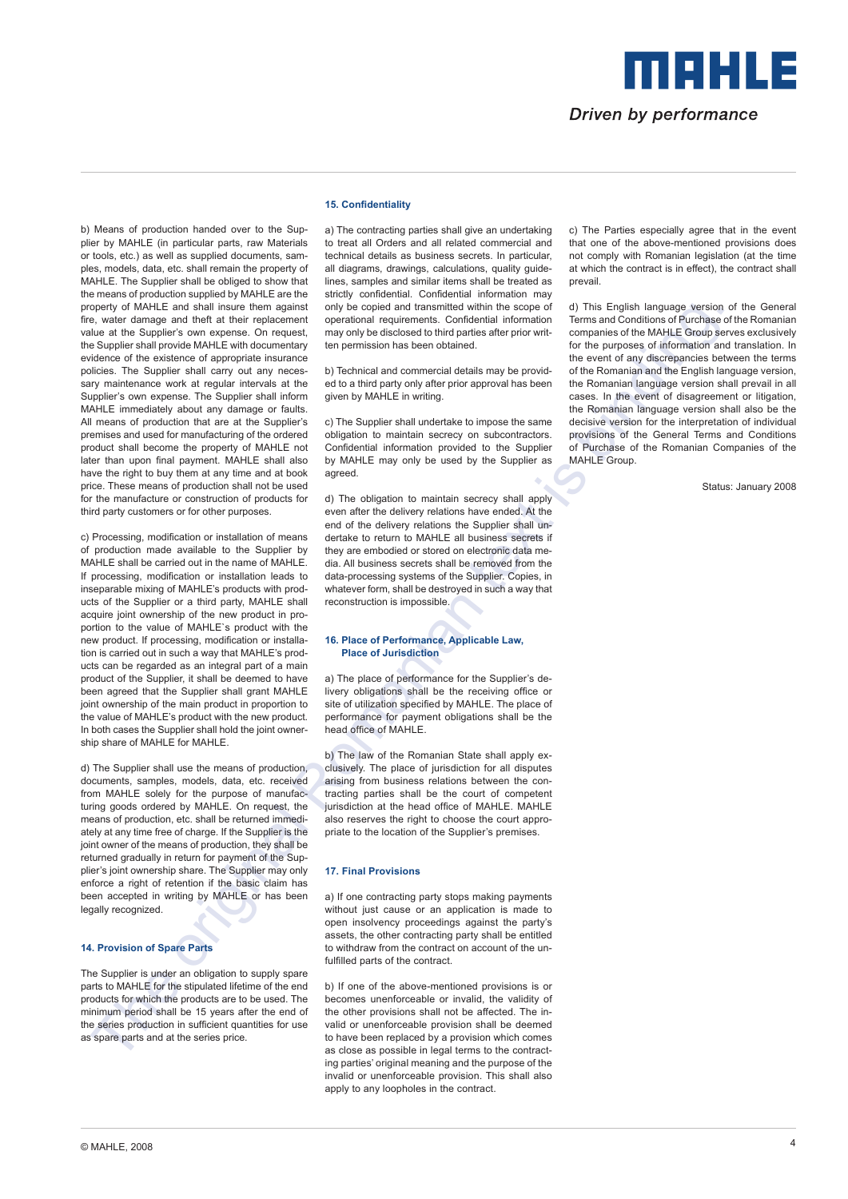b) Means of production handed over to the Supplier by MAHLE (in particular parts, raw Materials or tools, etc.) as well as supplied documents, samples, models, data, etc. shall remain the property of MAHLE. The Supplier shall be obliged to show that the means of production supplied by MAHLE are the property of MAHLE and shall insure them against fire, water damage and theft at their replacement value at the Supplier's own expense. On request, the Supplier shall provide MAHLE with documentary evidence of the existence of appropriate insurance policies. The Supplier shall carry out any necessary maintenance work at regular intervals at the Supplier's own expense. The Supplier shall inform MAHLE immediately about any damage or faults. All means of production that are at the Supplier's premises and used for manufacturing of the ordered product shall become the property of MAHLE not later than upon final payment. MAHLE shall also have the right to buy them at any time and at book price. These means of production shall not be used for the manufacture or construction of products for third party customers or for other purposes.

c) Processing, modification or installation of means of production made available to the Supplier by MAHLE shall be carried out in the name of MAHLE. If processing, modification or installation leads to inseparable mixing of MAHLE's products with products of the Supplier or a third party, MAHLE shall acquire joint ownership of the new product in proportion to the value of MAHLE`s product with the new product. If processing, modification or installation is carried out in such a way that MAHLE's products can be regarded as an integral part of a main product of the Supplier, it shall be deemed to have been agreed that the Supplier shall grant MAHLE joint ownership of the main product in proportion to the value of MAHLE's product with the new product. In both cases the Supplier shall hold the joint ownership share of MAHLE for MAHLE.

d) The Supplier shall use the means of production, documents, samples, models, data, etc. received from MAHLE solely for the purpose of manufacturing goods ordered by MAHLE. On request, the means of production, etc. shall be returned immediately at any time free of charge. If the Supplier is the joint owner of the means of production, they shall be returned gradually in return for payment of the Supplier's joint ownership share. The Supplier may only enforce a right of retention if the basic claim has been accepted in writing by MAHLE or has been legally recognized.

### 14. Provision of Spare Parts

The Supplier is under an obligation to supply spare parts to MAHLE for the stipulated lifetime of the end products for which the products are to be used. The minimum period shall be 15 years after the end of the series production in sufficient quantities for use as spare parts and at the series price.

### 15. Confidentiality

a) The contracting parties shall give an undertaking to treat all Orders and all related commercial and technical details as business secrets. In particular, all diagrams, drawings, calculations, quality guidelines, samples and similar items shall be treated as strictly confidential. Confidential information may only be copied and transmitted within the scope of operational requirements. Confidential information may only be disclosed to third parties after prior written permission has been obtained.

b) Technical and commercial details may be provided to a third party only after prior approval has been given by MAHLE in writing.

c) The Supplier shall undertake to impose the same obligation to maintain secrecy on subcontractors. Confidential information provided to the Supplier by MAHLE may only be used by the Supplier as agreed.

d) The obligation to maintain secrecy shall apply even after the delivery relations have ended. At the end of the delivery relations the Supplier shall undertake to return to MAHLE all business secrets if they are embodied or stored on electronic data media. All business secrets shall be removed from the data-processing systems of the Supplier. Copies, in whatever form, shall be destroyed in such a way that reconstruction is impossible.

### 16. Place of Performance, Applicable Law, Place of Jurisdiction

a) The place of performance for the Supplier's delivery obligations shall be the receiving office or site of utilization specified by MAHLE. The place of performance for payment obligations shall be the head office of MAHLE.

b) The law of the Romanian State shall apply exclusively. The place of jurisdiction for all disputes arising from business relations between the contracting parties shall be the court of competent jurisdiction at the head office of MAHLE. MAHLE also reserves the right to choose the court appropriate to the location of the Supplier's premises.

### 17. Final Provisions

a) If one contracting party stops making payments without just cause or an application is made to open insolvency proceedings against the party's assets, the other contracting party shall be entitled to withdraw from the contract on account of the unfulfilled parts of the contract.

b) If one of the above-mentioned provisions is or becomes unenforceable or invalid, the validity of the other provisions shall not be affected. The invalid or unenforceable provision shall be deemed to have been replaced by a provision which comes as close as possible in legal terms to the contracting parties' original meaning and the purpose of the invalid or unenforceable provision. This shall also apply to any loopholes in the contract.

c) The Parties especially agree that in the event that one of the above-mentioned provisions does not comply with Romanian legislation (at the time at which the contract is in effect), the contract shall prevail.

d) This English language version of the General Terms and Conditions of Purchase of the Romanian companies of the MAHLE Group serves exclusively for the purposes of information and translation. In the event of any discrepancies between the terms of the Romanian and the English language version, the Romanian language version shall prevail in all cases. In the event of disagreement or litigation, the Romanian language version shall also be the decisive version for the interpretation of individual provisions of the General Terms and Conditions of Purchase of the Romanian Companies of the MAHLE Group.

Status: January 2008

© MAHLE, 2008